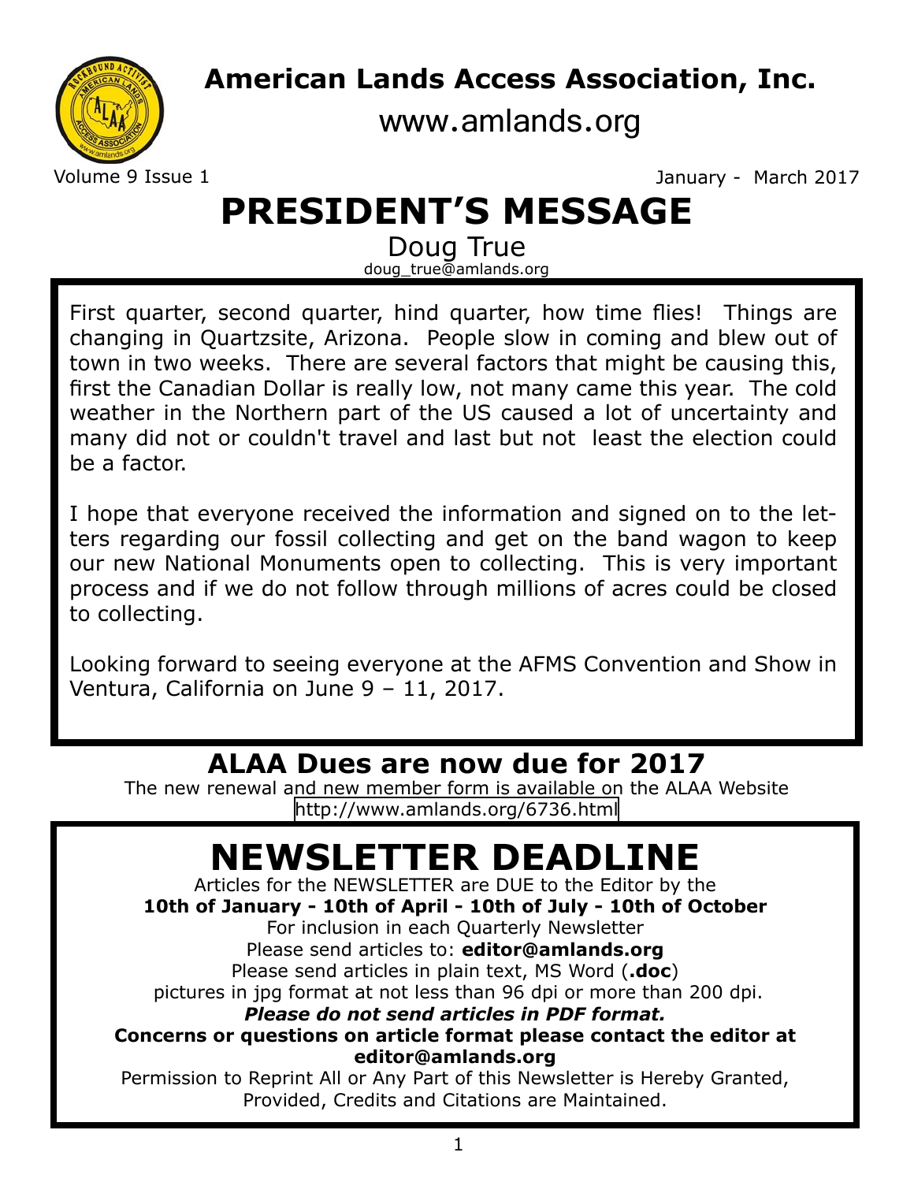# American Lands Access Association, Inc.

www.amlands.org

Volume 9 Issue 1

January - March 2017

# PRESIDENT'S MESSAGE

Doug True

doug_true@amlands.org

First quarter, second quarter, hind quarter, how time flies! Things are changing in Quartzsite, Arizona. People slow in coming and blew out of town in two weeks. There are several factors that might be causing this, first the Canadian Dollar is really low, not many came this year. The cold weather in the Northern part of the US caused a lot of uncertainty and many did not or couldn't travel and last but not least the election could be a factor.

I hope that everyone received the information and signed on to the letters regarding our fossil collecting and get on the band wagon to keep our new National Monuments open to collecting. This is very important process and if we do not follow through millions of acres could be closed to collecting.

Looking forward to seeing everyone at the AFMS Convention and Show in Ventura, California on June 9 – 11, 2017.

## ALAA Dues are now due for 2017

The new renewal and new member form is available on the ALAA Website http://www.amlands.org/6736.html

# NEWSLETTER DEADLINE

Articles for the NEWSLETTER are DUE to the Editor by the

**10th of January - 10th of April - 10th of July - 10th of October**

For inclusion in each Quarterly Newsletter

Please send articles to: **editor@amlands.org**

Please send articles in plain text, MS Word (**.doc**)

pictures in jpg format at not less than 96 dpi or more than 200 dpi.

***Please do not send articles in PDF format.***

**Concerns or questions on article format please contact the editor at editor@amlands.org**

Permission to Reprint All or Any Part of this Newsletter is Hereby Granted, Provided, Credits and Citations are Maintained.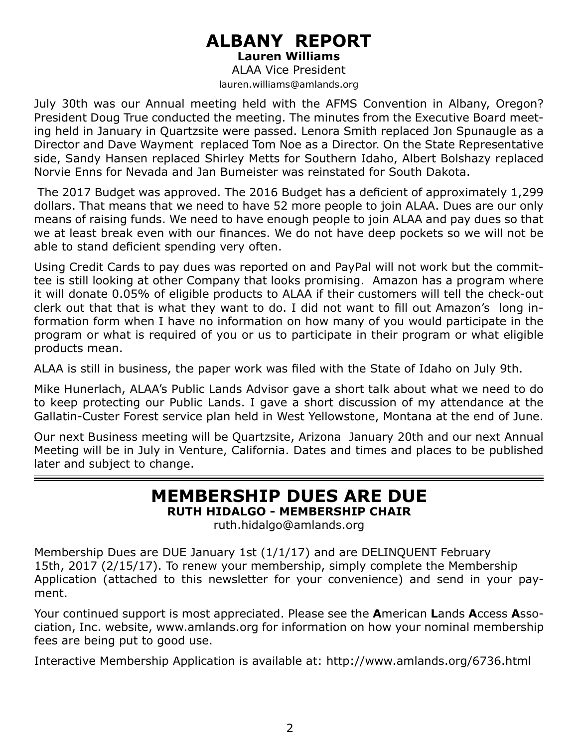# ALBANY REPORT

**Lauren Williams**

ALAA Vice President

lauren.williams@amlands.org

July 30th was our Annual meeting held with the AFMS Convention in Albany, Oregon? President Doug True conducted the meeting. The minutes from the Executive Board meeting held in January in Quartzsite were passed. Lenora Smith replaced Jon Spunaugle as a Director and Dave Wayment replaced Tom Noe as a Director. On the State Representative side, Sandy Hansen replaced Shirley Metts for Southern Idaho, Albert Bolshazy replaced Norvie Enns for Nevada and Jan Bumeister was reinstated for South Dakota.

The 2017 Budget was approved. The 2016 Budget has a deficient of approximately 1,299 dollars. That means that we need to have 52 more people to join ALAA. Dues are our only means of raising funds. We need to have enough people to join ALAA and pay dues so that we at least break even with our finances. We do not have deep pockets so we will not be able to stand deficient spending very often.

Using Credit Cards to pay dues was reported on and PayPal will not work but the committee is still looking at other Company that looks promising. Amazon has a program where it will donate 0.05% of eligible products to ALAA if their customers will tell the check-out clerk out that that is what they want to do. I did not want to fill out Amazon's long information form when I have no information on how many of you would participate in the program or what is required of you or us to participate in their program or what eligible products mean.

ALAA is still in business, the paper work was filed with the State of Idaho on July 9th.

Mike Hunerlach, ALAA's Public Lands Advisor gave a short talk about what we need to do to keep protecting our Public Lands. I gave a short discussion of my attendance at the Gallatin-Custer Forest service plan held in West Yellowstone, Montana at the end of June.

Our next Business meeting will be Quartzsite, Arizona January 20th and our next Annual Meeting will be in July in Venture, California. Dates and times and places to be published later and subject to change.

---

# MEMBERSHIP DUES ARE DUE

**RUTH HIDALGO - MEMBERSHIP CHAIR**

ruth.hidalgo@amlands.org

Membership Dues are DUE January 1st (1/1/17) and are DELINQUENT February 15th, 2017 (2/15/17). To renew your membership, simply complete the Membership Application (attached to this newsletter for your convenience) and send in your payment.

Your continued support is most appreciated. Please see the **A**merican **L**ands **A**ccess **A**ssociation, Inc. website, www.amlands.org for information on how your nominal membership fees are being put to good use.

Interactive Membership Application is available at: http://www.amlands.org/6736.html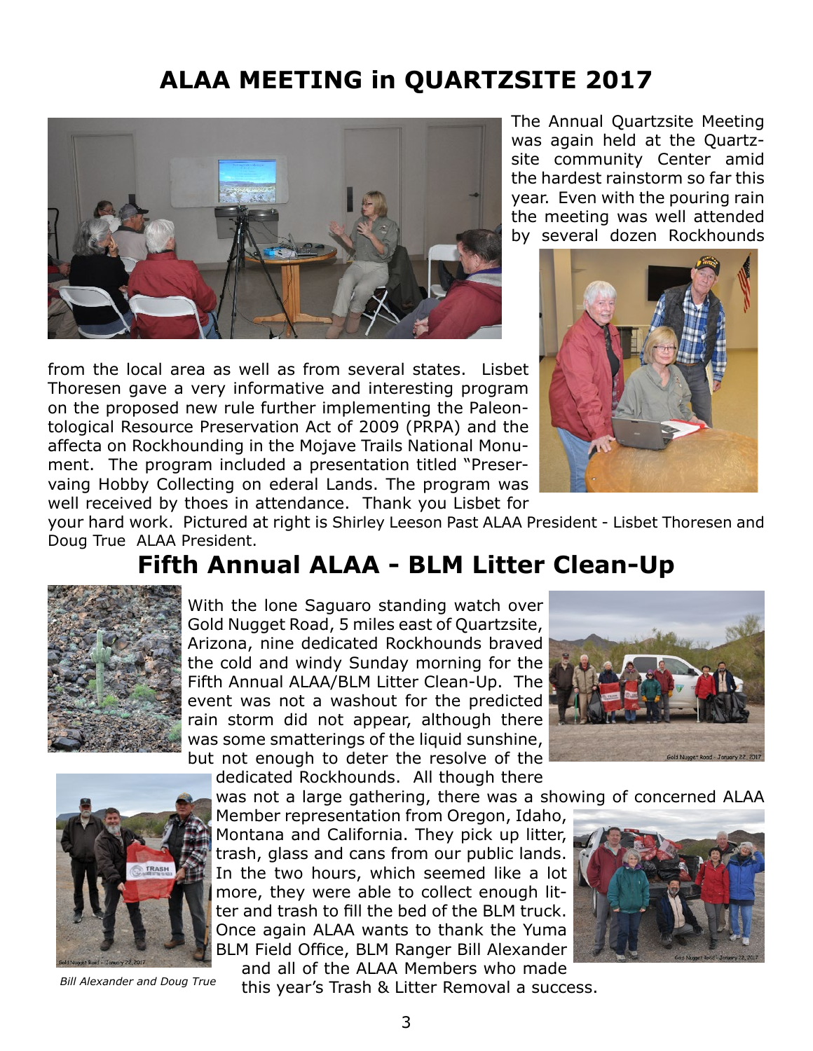# ALAA MEETING in QUARTZSITE 2017

The Annual Quartzsite Meeting was again held at the Quartzsite community Center amid the hardest rainstorm so far this year. Even with the pouring rain the meeting was well attended by several dozen Rockhounds from the local area as well as from several states. Lisbet Thoresen gave a very informative and interesting program on the proposed new rule further implementing the Paleontological Resource Preservation Act of 2009 (PRPA) and the affecta on Rockhounding in the Mojave Trails National Monument. The program included a presentation titled "Preservaing Hobby Collecting on ederal Lands. The program was well received by thoes in attendance. Thank you Lisbet for your hard work. Pictured at right is Shirley Leeson Past ALAA President - Lisbet Thoresen and Doug True ALAA President.

# Fifth Annual ALAA - BLM Litter Clean-Up

With the lone Saguaro standing watch over Gold Nugget Road, 5 miles east of Quartzsite, Arizona, nine dedicated Rockhounds braved the cold and windy Sunday morning for the Fifth Annual ALAA/BLM Litter Clean-Up. The event was not a washout for the predicted rain storm did not appear, although there was some smatterings of the liquid sunshine, but not enough to deter the resolve of the dedicated Rockhounds. All though there was not a large gathering, there was a showing of concerned ALAA Member representation from Oregon, Idaho, Montana and California. They pick up litter, trash, glass and cans from our public lands. In the two hours, which seemed like a lot more, they were able to collect enough litter and trash to fill the bed of the BLM truck. Once again ALAA wants to thank the Yuma BLM Field Office, BLM Ranger Bill Alexander and all of the ALAA Members who made this year's Trash & Litter Removal a success.

*Bill Alexander and Doug True*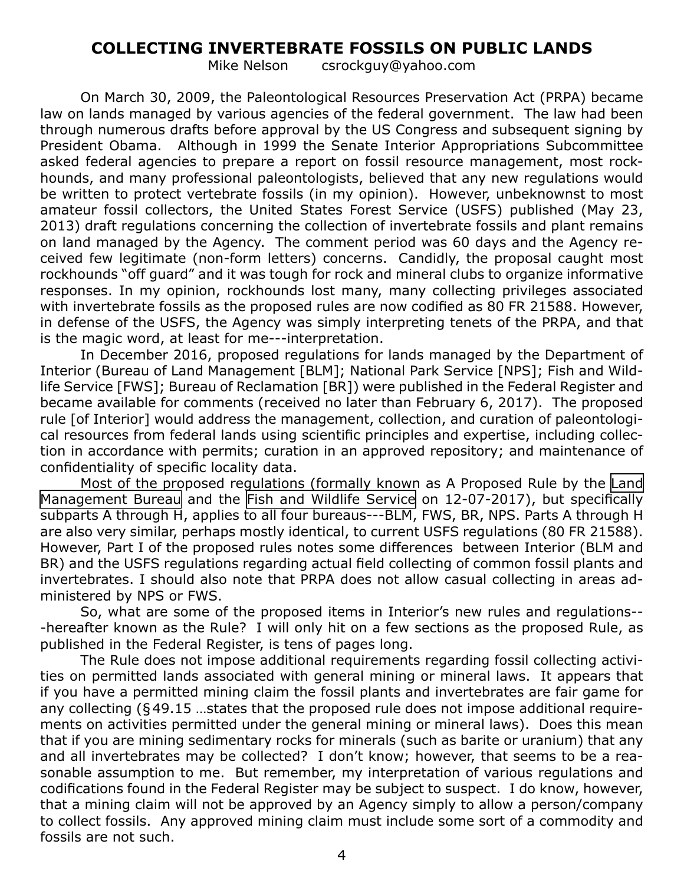## COLLECTING INVERTEBRATE FOSSILS ON PUBLIC LANDS

Mike Nelson csrockguy@yahoo.com

On March 30, 2009, the Paleontological Resources Preservation Act (PRPA) became law on lands managed by various agencies of the federal government. The law had been through numerous drafts before approval by the US Congress and subsequent signing by President Obama. Although in 1999 the Senate Interior Appropriations Subcommittee asked federal agencies to prepare a report on fossil resource management, most rockhounds, and many professional paleontologists, believed that any new regulations would be written to protect vertebrate fossils (in my opinion). However, unbeknownst to most amateur fossil collectors, the United States Forest Service (USFS) published (May 23, 2013) draft regulations concerning the collection of invertebrate fossils and plant remains on land managed by the Agency. The comment period was 60 days and the Agency received few legitimate (non-form letters) concerns. Candidly, the proposal caught most rockhounds "off guard" and it was tough for rock and mineral clubs to organize informative responses. In my opinion, rockhounds lost many, many collecting privileges associated with invertebrate fossils as the proposed rules are now codified as 80 FR 21588. However, in defense of the USFS, the Agency was simply interpreting tenets of the PRPA, and that is the magic word, at least for me---interpretation.

In December 2016, proposed regulations for lands managed by the Department of Interior (Bureau of Land Management [BLM]; National Park Service [NPS]; Fish and Wildlife Service [FWS]; Bureau of Reclamation [BR]) were published in the Federal Register and became available for comments (received no later than February 6, 2017). The proposed rule [of Interior] would address the management, collection, and curation of paleontological resources from federal lands using scientific principles and expertise, including collection in accordance with permits; curation in an approved repository; and maintenance of confidentiality of specific locality data.

Most of the proposed regulations (formally known as A Proposed Rule by the Land Management Bureau and the Fish and Wildlife Service on 12-07-2017), but specifically subparts A through H, applies to all four bureaus---BLM, FWS, BR, NPS. Parts A through H are also very similar, perhaps mostly identical, to current USFS regulations (80 FR 21588). However, Part I of the proposed rules notes some differences between Interior (BLM and BR) and the USFS regulations regarding actual field collecting of common fossil plants and invertebrates. I should also note that PRPA does not allow casual collecting in areas administered by NPS or FWS.

So, what are some of the proposed items in Interior's new rules and regulations---hereafter known as the Rule? I will only hit on a few sections as the proposed Rule, as published in the Federal Register, is tens of pages long.

The Rule does not impose additional requirements regarding fossil collecting activities on permitted lands associated with general mining or mineral laws. It appears that if you have a permitted mining claim the fossil plants and invertebrates are fair game for any collecting (§49.15 …states that the proposed rule does not impose additional requirements on activities permitted under the general mining or mineral laws). Does this mean that if you are mining sedimentary rocks for minerals (such as barite or uranium) that any and all invertebrates may be collected? I don't know; however, that seems to be a reasonable assumption to me. But remember, my interpretation of various regulations and codifications found in the Federal Register may be subject to suspect. I do know, however, that a mining claim will not be approved by an Agency simply to allow a person/company to collect fossils. Any approved mining claim must include some sort of a commodity and fossils are not such.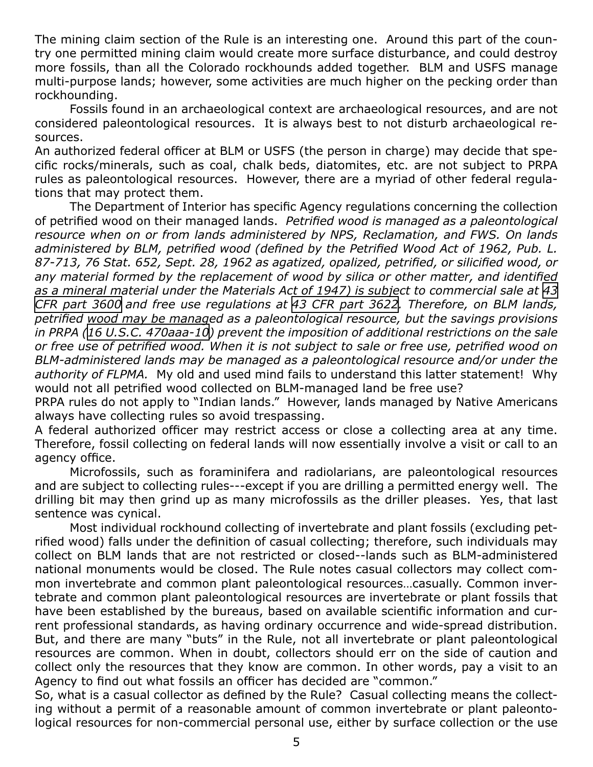The mining claim section of the Rule is an interesting one. Around this part of the country one permitted mining claim would create more surface disturbance, and could destroy more fossils, than all the Colorado rockhounds added together. BLM and USFS manage multi-purpose lands; however, some activities are much higher on the pecking order than rockhounding.

Fossils found in an archaeological context are archaeological resources, and are not considered paleontological resources. It is always best to not disturb archaeological resources.

An authorized federal officer at BLM or USFS (the person in charge) may decide that specific rocks/minerals, such as coal, chalk beds, diatomites, etc. are not subject to PRPA rules as paleontological resources. However, there are a myriad of other federal regulations that may protect them.

The Department of Interior has specific Agency regulations concerning the collection of petrified wood on their managed lands. *Petrified wood is managed as a paleontological resource when on or from lands administered by NPS, Reclamation, and FWS. On lands administered by BLM, petrified wood (defined by the Petrified Wood Act of 1962, Pub. L. 87-713, 76 Stat. 652, Sept. 28, 1962 as agatized, opalized, petrified, or silicified wood, or any material formed by the replacement of wood by silica or other matter, and identified as a mineral material under the Materials Act of 1947) is subject to commercial sale at 43 CFR part 3600 and free use regulations at 43 CFR part 3622. Therefore, on BLM lands, petrified wood may be managed as a paleontological resource, but the savings provisions in PRPA (16 U.S.C. 470aaa-10) prevent the imposition of additional restrictions on the sale or free use of petrified wood. When it is not subject to sale or free use, petrified wood on BLM-administered lands may be managed as a paleontological resource and/or under the authority of FLPMA.* My old and used mind fails to understand this latter statement! Why would not all petrified wood collected on BLM-managed land be free use?

PRPA rules do not apply to "Indian lands." However, lands managed by Native Americans always have collecting rules so avoid trespassing.

A federal authorized officer may restrict access or close a collecting area at any time. Therefore, fossil collecting on federal lands will now essentially involve a visit or call to an agency office.

Microfossils, such as foraminifera and radiolarians, are paleontological resources and are subject to collecting rules---except if you are drilling a permitted energy well. The drilling bit may then grind up as many microfossils as the driller pleases. Yes, that last sentence was cynical.

Most individual rockhound collecting of invertebrate and plant fossils (excluding petrified wood) falls under the definition of casual collecting; therefore, such individuals may collect on BLM lands that are not restricted or closed--lands such as BLM-administered national monuments would be closed. The Rule notes casual collectors may collect common invertebrate and common plant paleontological resources…casually. Common invertebrate and common plant paleontological resources are invertebrate or plant fossils that have been established by the bureaus, based on available scientific information and current professional standards, as having ordinary occurrence and wide-spread distribution. But, and there are many "buts" in the Rule, not all invertebrate or plant paleontological resources are common. When in doubt, collectors should err on the side of caution and collect only the resources that they know are common. In other words, pay a visit to an Agency to find out what fossils an officer has decided are "common."

So, what is a casual collector as defined by the Rule? Casual collecting means the collecting without a permit of a reasonable amount of common invertebrate or plant paleontological resources for non-commercial personal use, either by surface collection or the use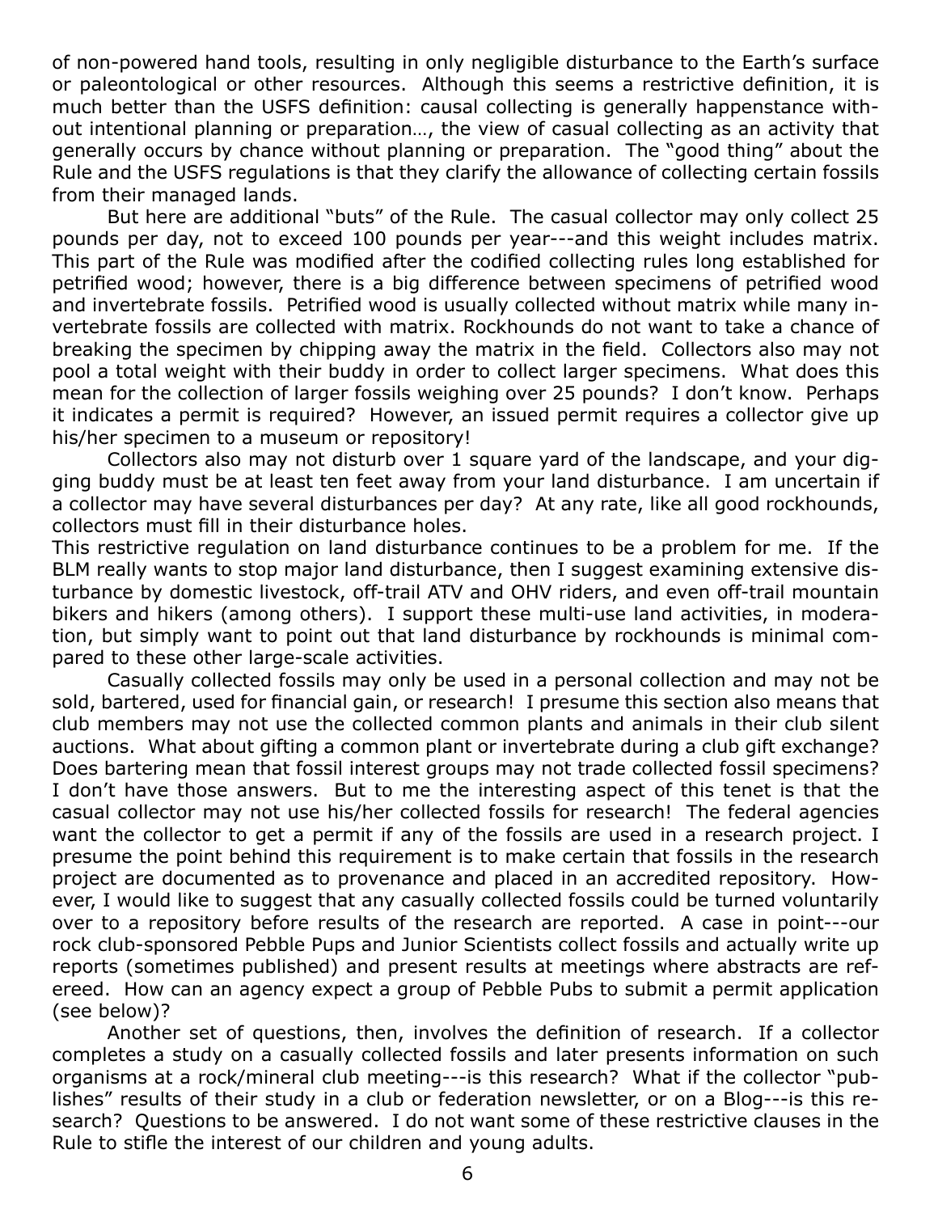of non-powered hand tools, resulting in only negligible disturbance to the Earth's surface or paleontological or other resources. Although this seems a restrictive definition, it is much better than the USFS definition: causal collecting is generally happenstance without intentional planning or preparation…, the view of casual collecting as an activity that generally occurs by chance without planning or preparation. The "good thing" about the Rule and the USFS regulations is that they clarify the allowance of collecting certain fossils from their managed lands.

But here are additional "buts" of the Rule. The casual collector may only collect 25 pounds per day, not to exceed 100 pounds per year---and this weight includes matrix. This part of the Rule was modified after the codified collecting rules long established for petrified wood; however, there is a big difference between specimens of petrified wood and invertebrate fossils. Petrified wood is usually collected without matrix while many invertebrate fossils are collected with matrix. Rockhounds do not want to take a chance of breaking the specimen by chipping away the matrix in the field. Collectors also may not pool a total weight with their buddy in order to collect larger specimens. What does this mean for the collection of larger fossils weighing over 25 pounds? I don't know. Perhaps it indicates a permit is required? However, an issued permit requires a collector give up his/her specimen to a museum or repository!

Collectors also may not disturb over 1 square yard of the landscape, and your digging buddy must be at least ten feet away from your land disturbance. I am uncertain if a collector may have several disturbances per day? At any rate, like all good rockhounds, collectors must fill in their disturbance holes.

This restrictive regulation on land disturbance continues to be a problem for me. If the BLM really wants to stop major land disturbance, then I suggest examining extensive disturbance by domestic livestock, off-trail ATV and OHV riders, and even off-trail mountain bikers and hikers (among others). I support these multi-use land activities, in moderation, but simply want to point out that land disturbance by rockhounds is minimal compared to these other large-scale activities.

Casually collected fossils may only be used in a personal collection and may not be sold, bartered, used for financial gain, or research! I presume this section also means that club members may not use the collected common plants and animals in their club silent auctions. What about gifting a common plant or invertebrate during a club gift exchange? Does bartering mean that fossil interest groups may not trade collected fossil specimens? I don't have those answers. But to me the interesting aspect of this tenet is that the casual collector may not use his/her collected fossils for research! The federal agencies want the collector to get a permit if any of the fossils are used in a research project. I presume the point behind this requirement is to make certain that fossils in the research project are documented as to provenance and placed in an accredited repository. However, I would like to suggest that any casually collected fossils could be turned voluntarily over to a repository before results of the research are reported. A case in point---our rock club-sponsored Pebble Pups and Junior Scientists collect fossils and actually write up reports (sometimes published) and present results at meetings where abstracts are refereed. How can an agency expect a group of Pebble Pubs to submit a permit application (see below)?

Another set of questions, then, involves the definition of research. If a collector completes a study on a casually collected fossils and later presents information on such organisms at a rock/mineral club meeting---is this research? What if the collector "publishes" results of their study in a club or federation newsletter, or on a Blog---is this research? Questions to be answered. I do not want some of these restrictive clauses in the Rule to stifle the interest of our children and young adults.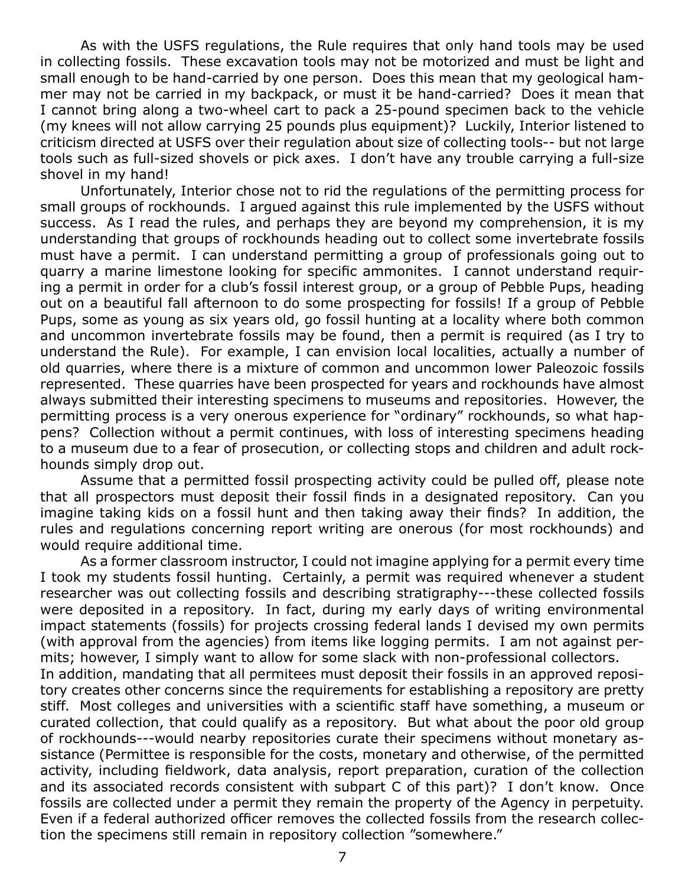As with the USFS regulations, the Rule requires that only hand tools may be used in collecting fossils. These excavation tools may not be motorized and must be light and small enough to be hand-carried by one person. Does this mean that my geological hammer may not be carried in my backpack, or must it be hand-carried? Does it mean that I cannot bring along a two-wheel cart to pack a 25-pound specimen back to the vehicle (my knees will not allow carrying 25 pounds plus equipment)? Luckily, Interior listened to criticism directed at USFS over their regulation about size of collecting tools-- but not large tools such as full-sized shovels or pick axes. I don't have any trouble carrying a full-size shovel in my hand!

Unfortunately, Interior chose not to rid the regulations of the permitting process for small groups of rockhounds. I argued against this rule implemented by the USFS without success. As I read the rules, and perhaps they are beyond my comprehension, it is my understanding that groups of rockhounds heading out to collect some invertebrate fossils must have a permit. I can understand permitting a group of professionals going out to quarry a marine limestone looking for specific ammonites. I cannot understand requiring a permit in order for a club's fossil interest group, or a group of Pebble Pups, heading out on a beautiful fall afternoon to do some prospecting for fossils! If a group of Pebble Pups, some as young as six years old, go fossil hunting at a locality where both common and uncommon invertebrate fossils may be found, then a permit is required (as I try to understand the Rule). For example, I can envision local localities, actually a number of old quarries, where there is a mixture of common and uncommon lower Paleozoic fossils represented. These quarries have been prospected for years and rockhounds have almost always submitted their interesting specimens to museums and repositories. However, the permitting process is a very onerous experience for "ordinary" rockhounds, so what happens? Collection without a permit continues, with loss of interesting specimens heading to a museum due to a fear of prosecution, or collecting stops and children and adult rockhounds simply drop out.

Assume that a permitted fossil prospecting activity could be pulled off, please note that all prospectors must deposit their fossil finds in a designated repository. Can you imagine taking kids on a fossil hunt and then taking away their finds? In addition, the rules and regulations concerning report writing are onerous (for most rockhounds) and would require additional time.

As a former classroom instructor, I could not imagine applying for a permit every time I took my students fossil hunting. Certainly, a permit was required whenever a student researcher was out collecting fossils and describing stratigraphy---these collected fossils were deposited in a repository. In fact, during my early days of writing environmental impact statements (fossils) for projects crossing federal lands I devised my own permits (with approval from the agencies) from items like logging permits. I am not against permits; however, I simply want to allow for some slack with non-professional collectors.

In addition, mandating that all permitees must deposit their fossils in an approved repository creates other concerns since the requirements for establishing a repository are pretty stiff. Most colleges and universities with a scientific staff have something, a museum or curated collection, that could qualify as a repository. But what about the poor old group of rockhounds---would nearby repositories curate their specimens without monetary assistance (Permittee is responsible for the costs, monetary and otherwise, of the permitted activity, including fieldwork, data analysis, report preparation, curation of the collection and its associated records consistent with subpart C of this part)? I don't know. Once fossils are collected under a permit they remain the property of the Agency in perpetuity. Even if a federal authorized officer removes the collected fossils from the research collection the specimens still remain in repository collection "somewhere."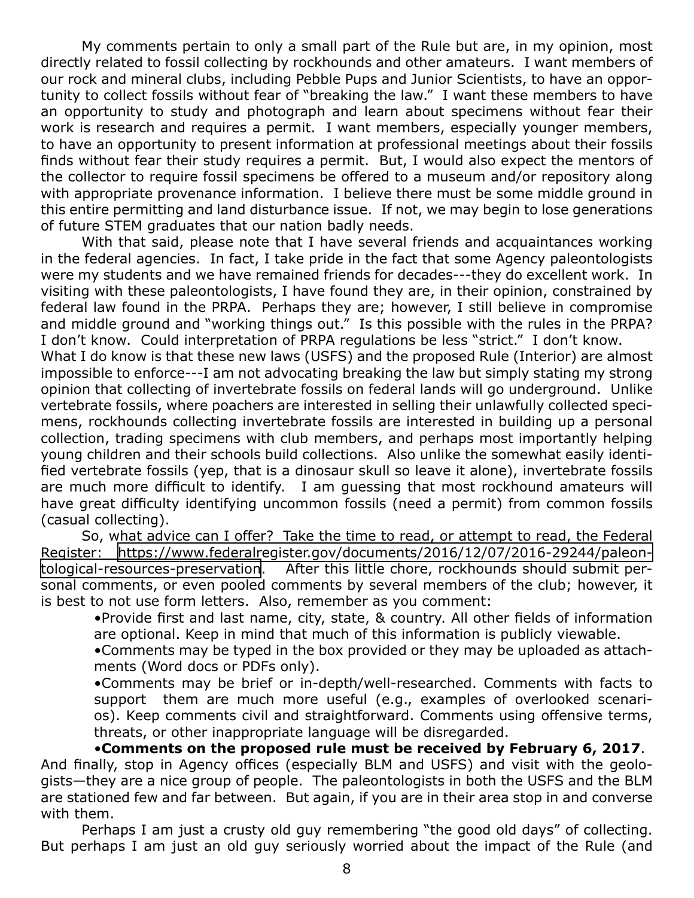My comments pertain to only a small part of the Rule but are, in my opinion, most directly related to fossil collecting by rockhounds and other amateurs. I want members of our rock and mineral clubs, including Pebble Pups and Junior Scientists, to have an opportunity to collect fossils without fear of "breaking the law." I want these members to have an opportunity to study and photograph and learn about specimens without fear their work is research and requires a permit. I want members, especially younger members, to have an opportunity to present information at professional meetings about their fossils finds without fear their study requires a permit. But, I would also expect the mentors of the collector to require fossil specimens be offered to a museum and/or repository along with appropriate provenance information. I believe there must be some middle ground in this entire permitting and land disturbance issue. If not, we may begin to lose generations of future STEM graduates that our nation badly needs.

With that said, please note that I have several friends and acquaintances working in the federal agencies. In fact, I take pride in the fact that some Agency paleontologists were my students and we have remained friends for decades---they do excellent work. In visiting with these paleontologists, I have found they are, in their opinion, constrained by federal law found in the PRPA. Perhaps they are; however, I still believe in compromise and middle ground and "working things out." Is this possible with the rules in the PRPA? I don't know. Could interpretation of PRPA regulations be less "strict." I don't know.

What I do know is that these new laws (USFS) and the proposed Rule (Interior) are almost impossible to enforce---I am not advocating breaking the law but simply stating my strong opinion that collecting of invertebrate fossils on federal lands will go underground. Unlike vertebrate fossils, where poachers are interested in selling their unlawfully collected specimens, rockhounds collecting invertebrate fossils are interested in building up a personal collection, trading specimens with club members, and perhaps most importantly helping young children and their schools build collections. Also unlike the somewhat easily identified vertebrate fossils (yep, that is a dinosaur skull so leave it alone), invertebrate fossils are much more difficult to identify. I am guessing that most rockhound amateurs will have great difficulty identifying uncommon fossils (need a permit) from common fossils (casual collecting).

So, what advice can I offer? Take the time to read, or attempt to read, the Federal Register: https://www.federalregister.gov/documents/2016/12/07/2016-29244/paleontological-resources-preservation. After this little chore, rockhounds should submit personal comments, or even pooled comments by several members of the club; however, it is best to not use form letters. Also, remember as you comment:

- Provide first and last name, city, state, & country. All other fields of information are optional. Keep in mind that much of this information is publicly viewable.
- Comments may be typed in the box provided or they may be uploaded as attachments (Word docs or PDFs only).
- Comments may be brief or in-depth/well-researched. Comments with facts to support them are much more useful (e.g., examples of overlooked scenarios). Keep comments civil and straightforward. Comments using offensive terms, threats, or other inappropriate language will be disregarded.
- **Comments on the proposed rule must be received by February 6, 2017**.

And finally, stop in Agency offices (especially BLM and USFS) and visit with the geologists—they are a nice group of people. The paleontologists in both the USFS and the BLM are stationed few and far between. But again, if you are in their area stop in and converse with them.

Perhaps I am just a crusty old guy remembering "the good old days" of collecting. But perhaps I am just an old guy seriously worried about the impact of the Rule (and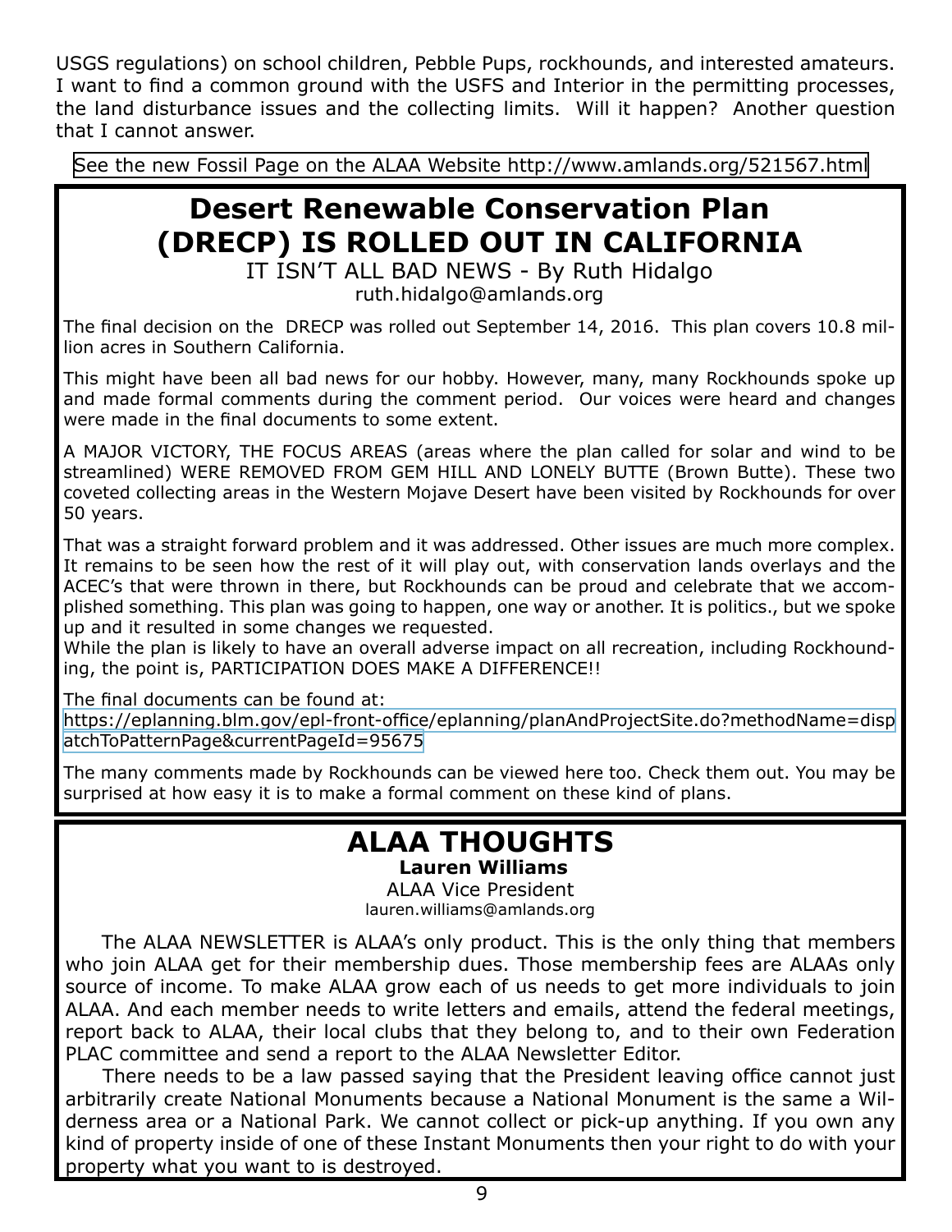USGS regulations) on school children, Pebble Pups, rockhounds, and interested amateurs. I want to find a common ground with the USFS and Interior in the permitting processes, the land disturbance issues and the collecting limits. Will it happen? Another question that I cannot answer.

See the new Fossil Page on the ALAA Website http://www.amlands.org/521567.html

# Desert Renewable Conservation Plan (DRECP) IS ROLLED OUT IN CALIFORNIA

IT ISN'T ALL BAD NEWS - By Ruth Hidalgo

ruth.hidalgo@amlands.org

The final decision on the DRECP was rolled out September 14, 2016. This plan covers 10.8 million acres in Southern California.

This might have been all bad news for our hobby. However, many, many Rockhounds spoke up and made formal comments during the comment period. Our voices were heard and changes were made in the final documents to some extent.

A MAJOR VICTORY, THE FOCUS AREAS (areas where the plan called for solar and wind to be streamlined) WERE REMOVED FROM GEM HILL AND LONELY BUTTE (Brown Butte). These two coveted collecting areas in the Western Mojave Desert have been visited by Rockhounds for over 50 years.

That was a straight forward problem and it was addressed. Other issues are much more complex. It remains to be seen how the rest of it will play out, with conservation lands overlays and the ACEC's that were thrown in there, but Rockhounds can be proud and celebrate that we accomplished something. This plan was going to happen, one way or another. It is politics., but we spoke up and it resulted in some changes we requested.

While the plan is likely to have an overall adverse impact on all recreation, including Rockhounding, the point is, PARTICIPATION DOES MAKE A DIFFERENCE!!

The final documents can be found at:
https://eplanning.blm.gov/epl-front-office/eplanning/planAndProjectSite.do?methodName=dispatchToPatternPage&currentPageId=95675

The many comments made by Rockhounds can be viewed here too. Check them out. You may be surprised at how easy it is to make a formal comment on these kind of plans.

# ALAA THOUGHTS

**Lauren Williams**

ALAA Vice President

lauren.williams@amlands.org

The ALAA NEWSLETTER is ALAA's only product. This is the only thing that members who join ALAA get for their membership dues. Those membership fees are ALAAs only source of income. To make ALAA grow each of us needs to get more individuals to join ALAA. And each member needs to write letters and emails, attend the federal meetings, report back to ALAA, their local clubs that they belong to, and to their own Federation PLAC committee and send a report to the ALAA Newsletter Editor.

There needs to be a law passed saying that the President leaving office cannot just arbitrarily create National Monuments because a National Monument is the same a Wilderness area or a National Park. We cannot collect or pick-up anything. If you own any kind of property inside of one of these Instant Monuments then your right to do with your property what you want to is destroyed.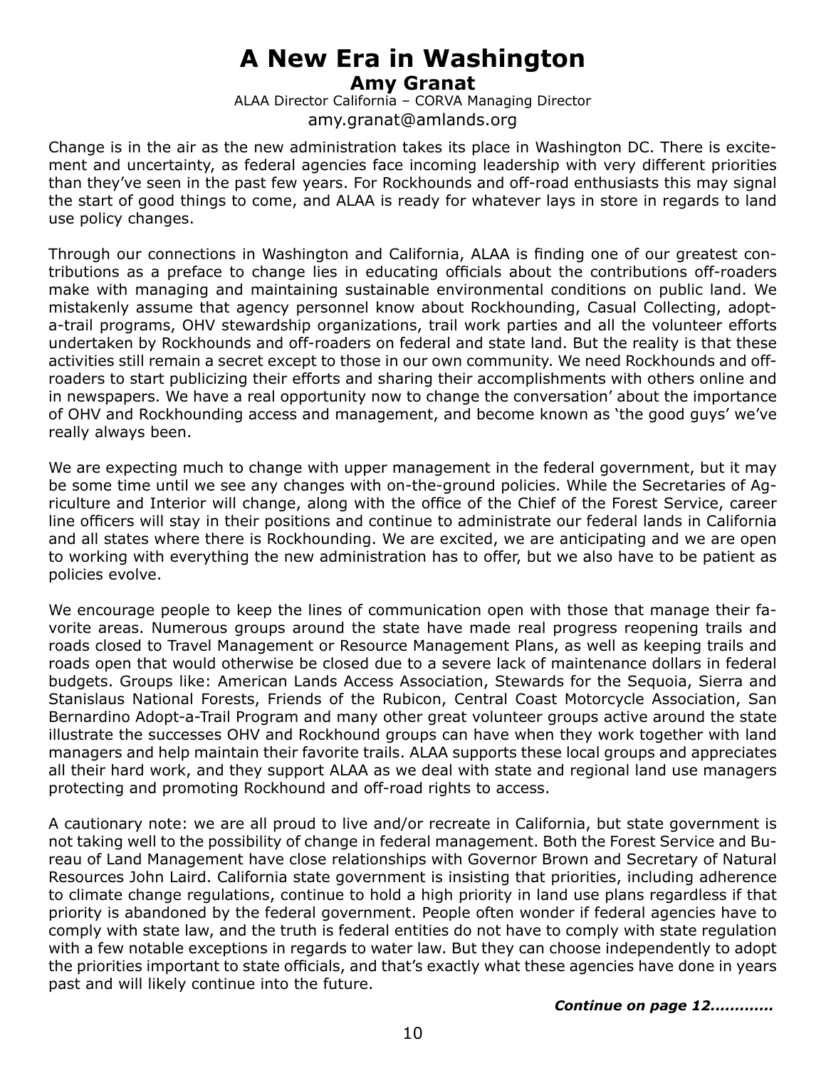# A New Era in Washington

**Amy Granat**

ALAA Director California – CORVA Managing Director

amy.granat@amlands.org

Change is in the air as the new administration takes its place in Washington DC. There is excitement and uncertainty, as federal agencies face incoming leadership with very different priorities than they've seen in the past few years. For Rockhounds and off-road enthusiasts this may signal the start of good things to come, and ALAA is ready for whatever lays in store in regards to land use policy changes.

Through our connections in Washington and California, ALAA is finding one of our greatest contributions as a preface to change lies in educating officials about the contributions off-roaders make with managing and maintaining sustainable environmental conditions on public land. We mistakenly assume that agency personnel know about Rockhounding, Casual Collecting, adopt-a-trail programs, OHV stewardship organizations, trail work parties and all the volunteer efforts undertaken by Rockhounds and off-roaders on federal and state land. But the reality is that these activities still remain a secret except to those in our own community. We need Rockhounds and off-roaders to start publicizing their efforts and sharing their accomplishments with others online and in newspapers. We have a real opportunity now to change the conversation' about the importance of OHV and Rockhounding access and management, and become known as 'the good guys' we've really always been.

We are expecting much to change with upper management in the federal government, but it may be some time until we see any changes with on-the-ground policies. While the Secretaries of Agriculture and Interior will change, along with the office of the Chief of the Forest Service, career line officers will stay in their positions and continue to administrate our federal lands in California and all states where there is Rockhounding. We are excited, we are anticipating and we are open to working with everything the new administration has to offer, but we also have to be patient as policies evolve.

We encourage people to keep the lines of communication open with those that manage their favorite areas. Numerous groups around the state have made real progress reopening trails and roads closed to Travel Management or Resource Management Plans, as well as keeping trails and roads open that would otherwise be closed due to a severe lack of maintenance dollars in federal budgets. Groups like: American Lands Access Association, Stewards for the Sequoia, Sierra and Stanislaus National Forests, Friends of the Rubicon, Central Coast Motorcycle Association, San Bernardino Adopt-a-Trail Program and many other great volunteer groups active around the state illustrate the successes OHV and Rockhound groups can have when they work together with land managers and help maintain their favorite trails. ALAA supports these local groups and appreciates all their hard work, and they support ALAA as we deal with state and regional land use managers protecting and promoting Rockhound and off-road rights to access.

A cautionary note: we are all proud to live and/or recreate in California, but state government is not taking well to the possibility of change in federal management. Both the Forest Service and Bureau of Land Management have close relationships with Governor Brown and Secretary of Natural Resources John Laird. California state government is insisting that priorities, including adherence to climate change regulations, continue to hold a high priority in land use plans regardless if that priority is abandoned by the federal government. People often wonder if federal agencies have to comply with state law, and the truth is federal entities do not have to comply with state regulation with a few notable exceptions in regards to water law. But they can choose independently to adopt the priorities important to state officials, and that's exactly what these agencies have done in years past and will likely continue into the future.

***Continue on page 12............***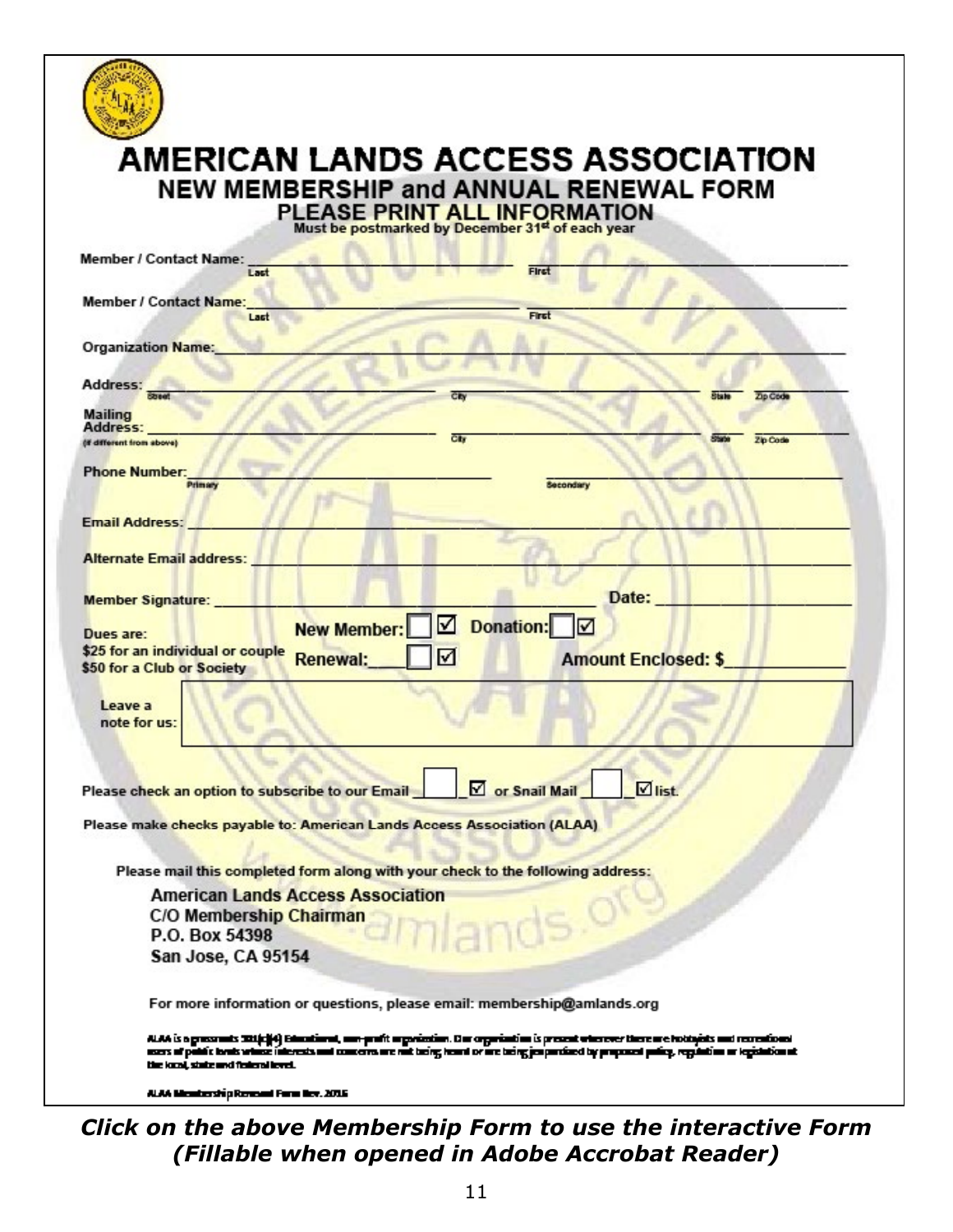# AMERICAN LANDS ACCESS ASSOCIATION

## NEW MEMBERSHIP and ANNUAL RENEWAL FORM

### PLEASE PRINT ALL INFORMATION

**Must be postmarked by December 31st of each year**

**Member / Contact Name:** ______________________ (Last) ______________________ (First)

**Member / Contact Name:** ______________________ (Last) ______________________ (First)

**Organization Name:** ______________________

**Address:** ______________ (Street) ______________ (City) ______ (State) ______ (Zip Code)

**Mailing Address:** (if different from above) ______________ (Street) ______________ (City) ______ (State) ______ (Zip Code)

**Phone Number:** ______________ (Primary) ______________ (Secondary)

**Email Address:** ______________________

**Alternate Email address:** ______________________

**Member Signature:** ______________________ **Date:** ______________

**Dues are:**
**$25 for an individual or couple**
**$50 for a Club or Society**

**New Member:** ☐ ☑ **Donation:** ☐ ☑

**Renewal:** ☐ ☑ **Amount Enclosed: $**______________

**Leave a note for us:** ______________________

**Please check an option to subscribe to our Email** ☐ ☑ **or Snail Mail** ☐ ☑ **list.**

**Please make checks payable to: American Lands Access Association (ALAA)**

**Please mail this completed form along with your check to the following address:**

**American Lands Access Association**
**C/O Membership Chairman**
**P.O. Box 54398**
**San Jose, CA 95154**

**For more information or questions, please email: membership@amlands.org**

ALAA is a grassroots 501(c)(4) Educational, non-profit organization. Our organization is present wherever there are hobbyists and recreational users of public lands whose interests and concerns are not being heard or are being jeopardized by proposed policy, regulation or legislation at the local, state and federal level.

ALAA Membership Renewal Form Rev. 2016

***Click on the above Membership Form to use the interactive Form (Fillable when opened in Adobe Accrobat Reader)***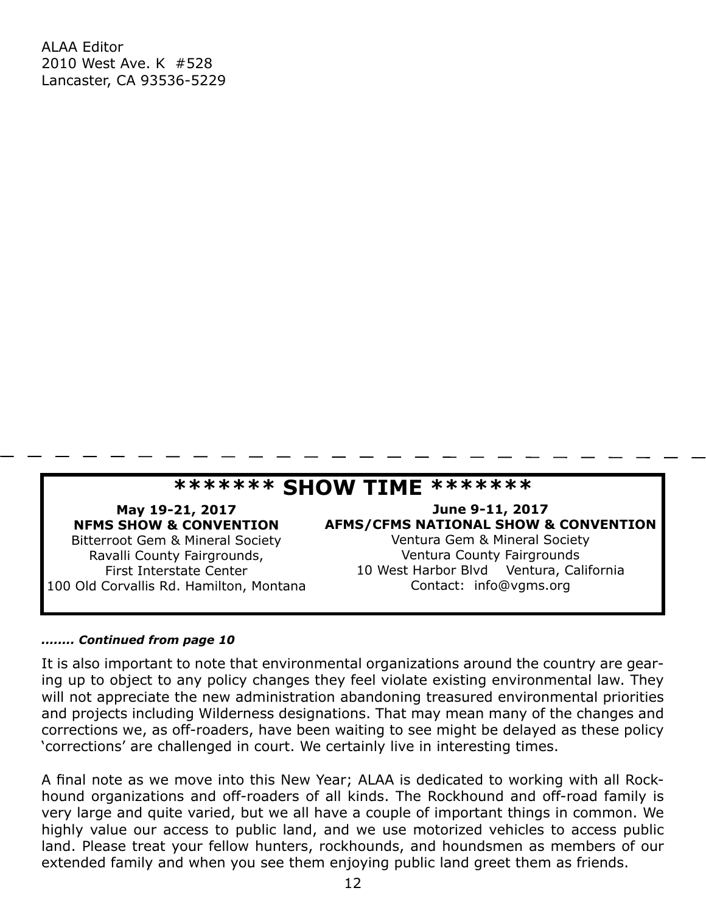ALAA Editor
2010 West Ave. K #528
Lancaster, CA 93536-5229

## ******* SHOW TIME *******

**May 19-21, 2017**
**NFMS SHOW & CONVENTION**
Bitterroot Gem & Mineral Society
Ravalli County Fairgrounds,
First Interstate Center
100 Old Corvallis Rd. Hamilton, Montana

**June 9-11, 2017**
**AFMS/CFMS NATIONAL SHOW & CONVENTION**
Ventura Gem & Mineral Society
Ventura County Fairgrounds
10 West Harbor Blvd Ventura, California
Contact: info@vgms.org

***........ Continued from page 10***

It is also important to note that environmental organizations around the country are gearing up to object to any policy changes they feel violate existing environmental law. They will not appreciate the new administration abandoning treasured environmental priorities and projects including Wilderness designations. That may mean many of the changes and corrections we, as off-roaders, have been waiting to see might be delayed as these policy 'corrections' are challenged in court. We certainly live in interesting times.

A final note as we move into this New Year; ALAA is dedicated to working with all Rockhound organizations and off-roaders of all kinds. The Rockhound and off-road family is very large and quite varied, but we all have a couple of important things in common. We highly value our access to public land, and we use motorized vehicles to access public land. Please treat your fellow hunters, rockhounds, and houndsmen as members of our extended family and when you see them enjoying public land greet them as friends.